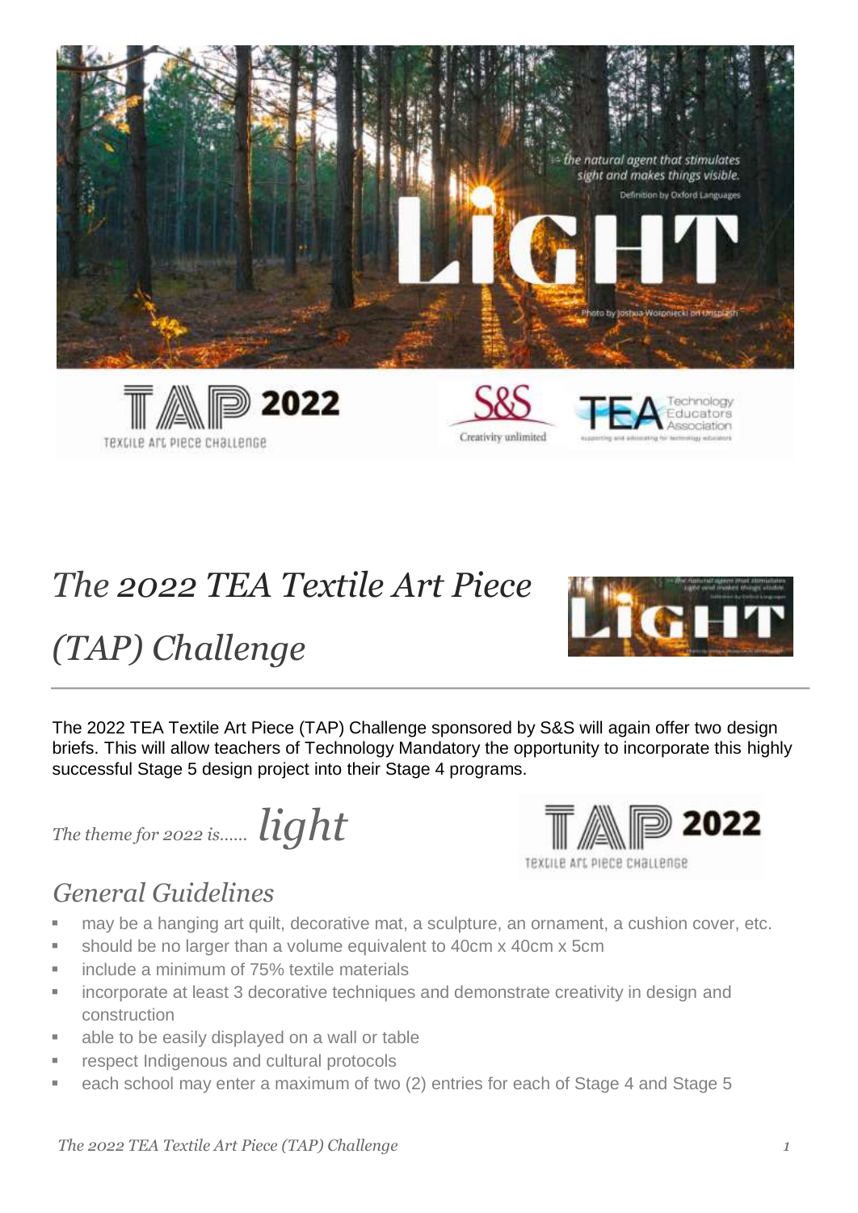# The 2022 TEA Textile Art Piece (TAP) Challenge

The 2022 TEA Textile Art Piece (TAP) Challenge sponsored by S&S will again offer two design briefs. This will allow teachers of Technology Mandatory the opportunity to incorporate this highly successful Stage 5 design project into their Stage 4 programs.

*The theme for 2022 is...... light*

## General Guidelines

- may be a hanging art quilt, decorative mat, a sculpture, an ornament, a cushion cover, etc.
- should be no larger than a volume equivalent to 40cm x 40cm x 5cm
- include a minimum of 75% textile materials
- incorporate at least 3 decorative techniques and demonstrate creativity in design and construction
- able to be easily displayed on a wall or table
- respect Indigenous and cultural protocols
- each school may enter a maximum of two (2) entries for each of Stage 4 and Stage 5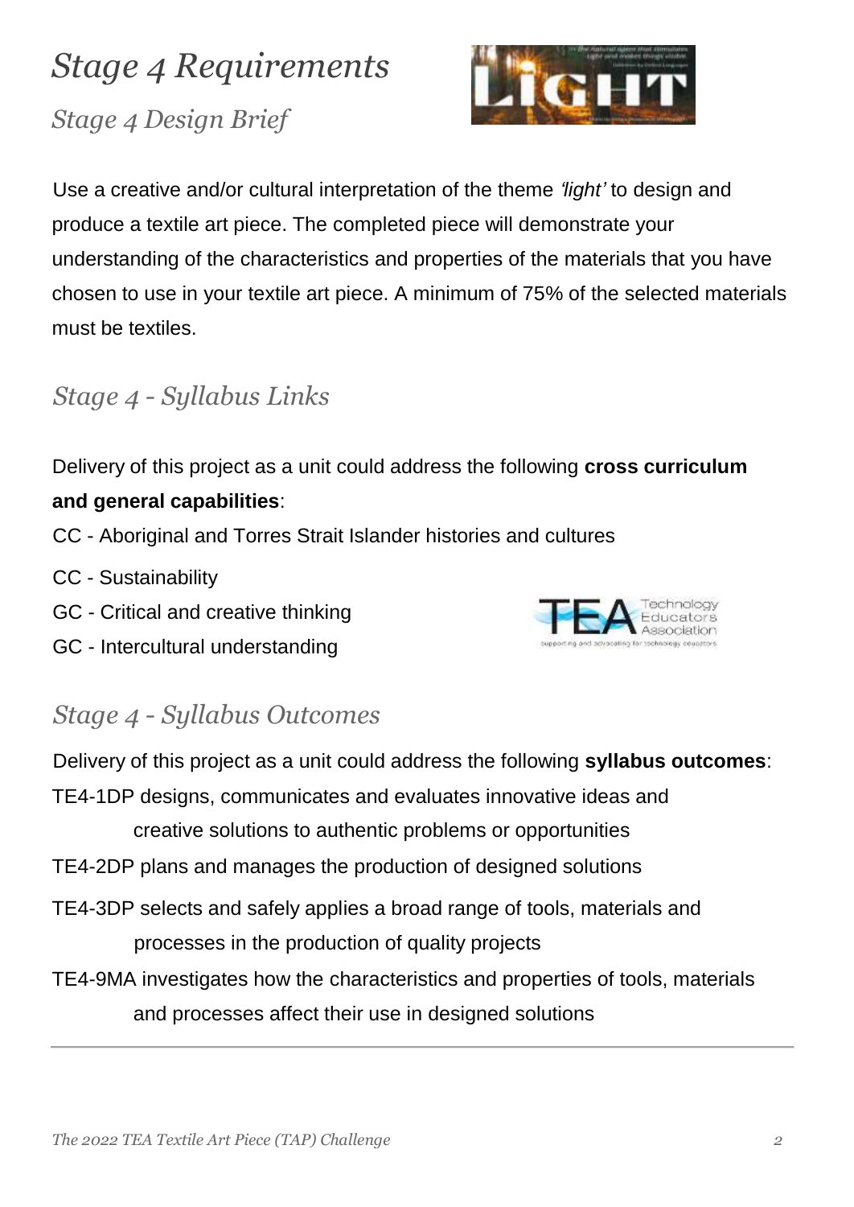# *Stage 4 Requirements*

## *Stage 4 Design Brief*

Use a creative and/or cultural interpretation of the theme *'light'* to design and produce a textile art piece. The completed piece will demonstrate your understanding of the characteristics and properties of the materials that you have chosen to use in your textile art piece. A minimum of 75% of the selected materials must be textiles.

## *Stage 4 - Syllabus Links*

Delivery of this project as a unit could address the following **cross curriculum and general capabilities**:

CC - Aboriginal and Torres Strait Islander histories and cultures

CC - Sustainability

GC - Critical and creative thinking

GC - Intercultural understanding

## *Stage 4 - Syllabus Outcomes*

Delivery of this project as a unit could address the following **syllabus outcomes**:

TE4-1DP designs, communicates and evaluates innovative ideas and creative solutions to authentic problems or opportunities

TE4-2DP plans and manages the production of designed solutions

TE4-3DP selects and safely applies a broad range of tools, materials and processes in the production of quality projects

TE4-9MA investigates how the characteristics and properties of tools, materials and processes affect their use in designed solutions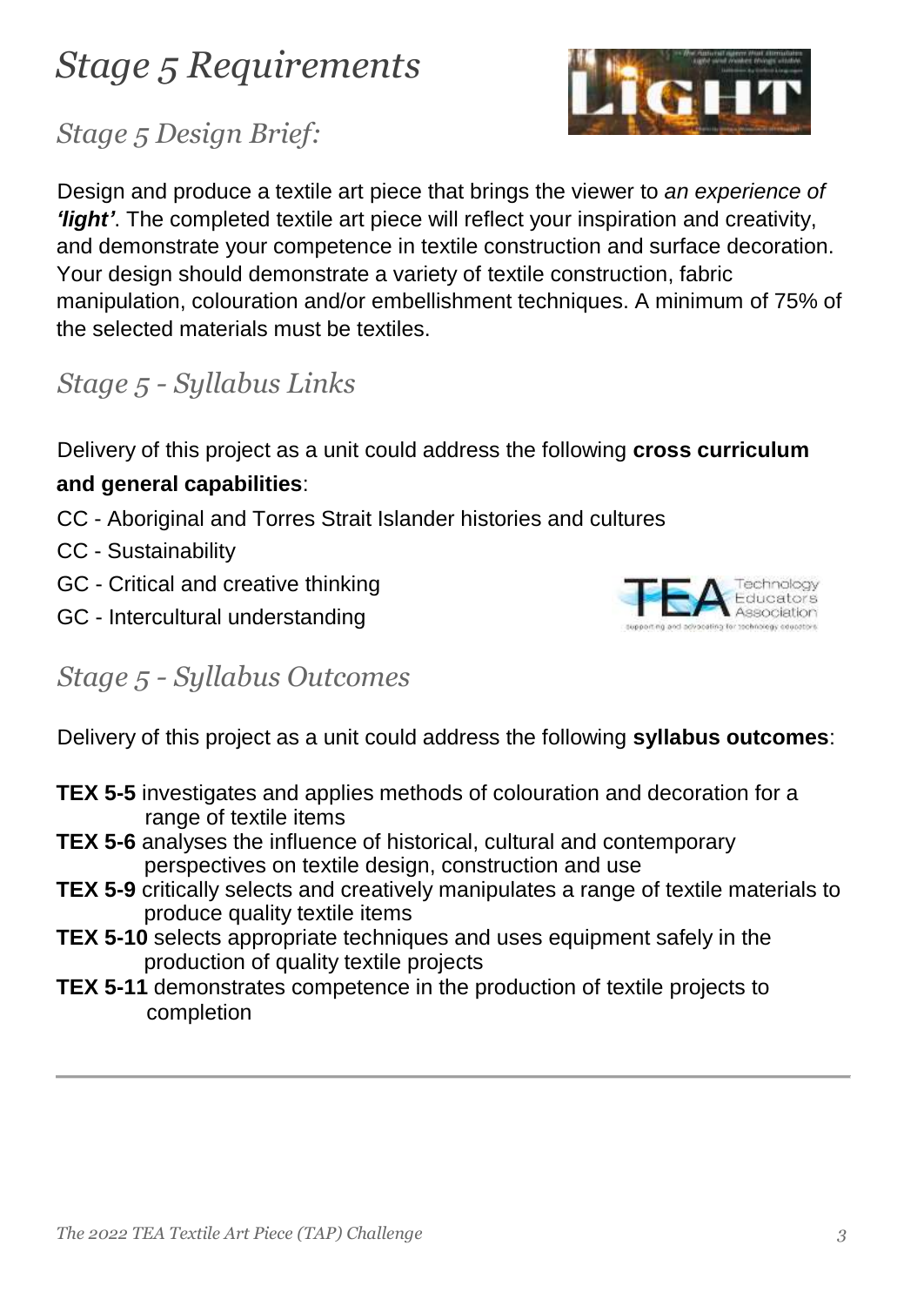# *Stage 5 Requirements*

## *Stage 5 Design Brief:*

Design and produce a textile art piece that brings the viewer to *an experience of **'light'***. The completed textile art piece will reflect your inspiration and creativity, and demonstrate your competence in textile construction and surface decoration. Your design should demonstrate a variety of textile construction, fabric manipulation, colouration and/or embellishment techniques. A minimum of 75% of the selected materials must be textiles.

## *Stage 5 - Syllabus Links*

Delivery of this project as a unit could address the following **cross curriculum and general capabilities**:

- CC - Aboriginal and Torres Strait Islander histories and cultures
- CC - Sustainability
- GC - Critical and creative thinking
- GC - Intercultural understanding

## *Stage 5 - Syllabus Outcomes*

Delivery of this project as a unit could address the following **syllabus outcomes**:

- **TEX 5-5** investigates and applies methods of colouration and decoration for a range of textile items
- **TEX 5-6** analyses the influence of historical, cultural and contemporary perspectives on textile design, construction and use
- **TEX 5-9** critically selects and creatively manipulates a range of textile materials to produce quality textile items
- **TEX 5-10** selects appropriate techniques and uses equipment safely in the production of quality textile projects
- **TEX 5-11** demonstrates competence in the production of textile projects to completion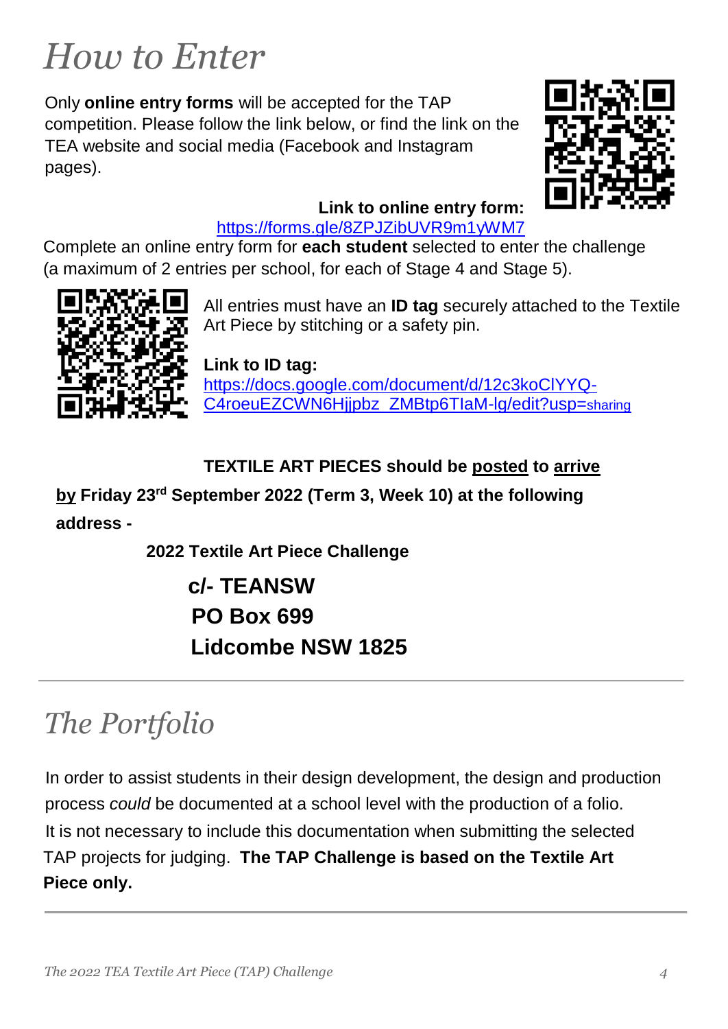# *How to Enter*

Only **online entry forms** will be accepted for the TAP competition. Please follow the link below, or find the link on the TEA website and social media (Facebook and Instagram pages).

**Link to online entry form:**
https://forms.gle/8ZPJZibUVR9m1yWM7

Complete an online entry form for **each student** selected to enter the challenge (a maximum of 2 entries per school, for each of Stage 4 and Stage 5).

All entries must have an **ID tag** securely attached to the Textile Art Piece by stitching or a safety pin.

**Link to ID tag:**
https://docs.google.com/document/d/12c3koClYYQ-C4roeuEZCWN6Hjjpbz_ZMBtp6TIaM-lg/edit?usp=sharing

**TEXTILE ART PIECES should be posted to arrive by Friday 23rd September 2022 (Term 3, Week 10) at the following address -**

**2022 Textile Art Piece Challenge**

**c/- TEANSW**
**PO Box 699**
**Lidcombe NSW 1825**

---

# *The Portfolio*

In order to assist students in their design development, the design and production process *could* be documented at a school level with the production of a folio. It is not necessary to include this documentation when submitting the selected TAP projects for judging. **The TAP Challenge is based on the Textile Art Piece only.**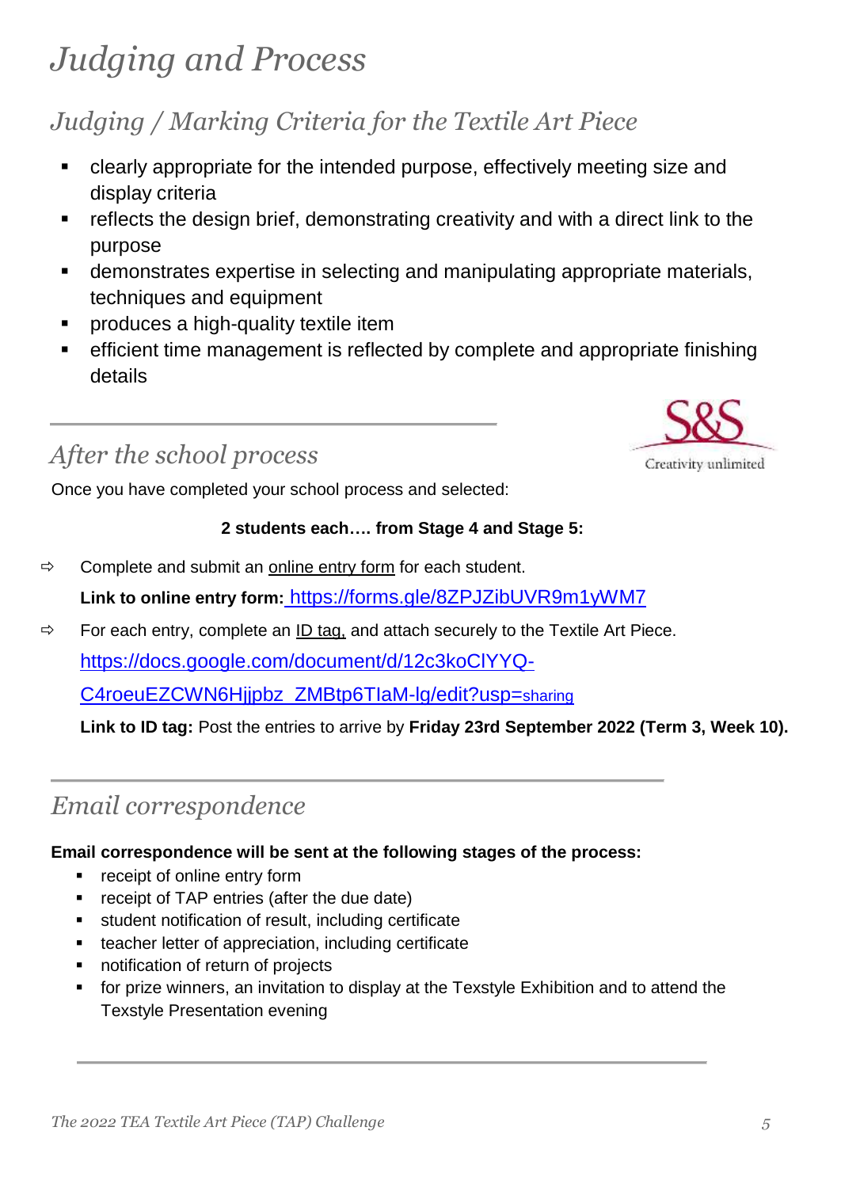# Judging and Process

## Judging / Marking Criteria for the Textile Art Piece

- clearly appropriate for the intended purpose, effectively meeting size and display criteria
- reflects the design brief, demonstrating creativity and with a direct link to the purpose
- demonstrates expertise in selecting and manipulating appropriate materials, techniques and equipment
- produces a high-quality textile item
- efficient time management is reflected by complete and appropriate finishing details

---

## After the school process

S&S
Creativity unlimited

Once you have completed your school process and selected:

**2 students each…. from Stage 4 and Stage 5:**

⇨ Complete and submit an online entry form for each student.

**Link to online entry form:** https://forms.gle/8ZPJZibUVR9m1yWM7

⇨ For each entry, complete an ID tag, and attach securely to the Textile Art Piece.

https://docs.google.com/document/d/12c3koClYYQ-C4roeuEZCWN6Hjjpbz_ZMBtp6TIaM-lg/edit?usp=sharing

**Link to ID tag:** Post the entries to arrive by **Friday 23rd September 2022 (Term 3, Week 10).**

---

## Email correspondence

**Email correspondence will be sent at the following stages of the process:**

- receipt of online entry form
- receipt of TAP entries (after the due date)
- student notification of result, including certificate
- teacher letter of appreciation, including certificate
- notification of return of projects
- for prize winners, an invitation to display at the Texstyle Exhibition and to attend the Texstyle Presentation evening

---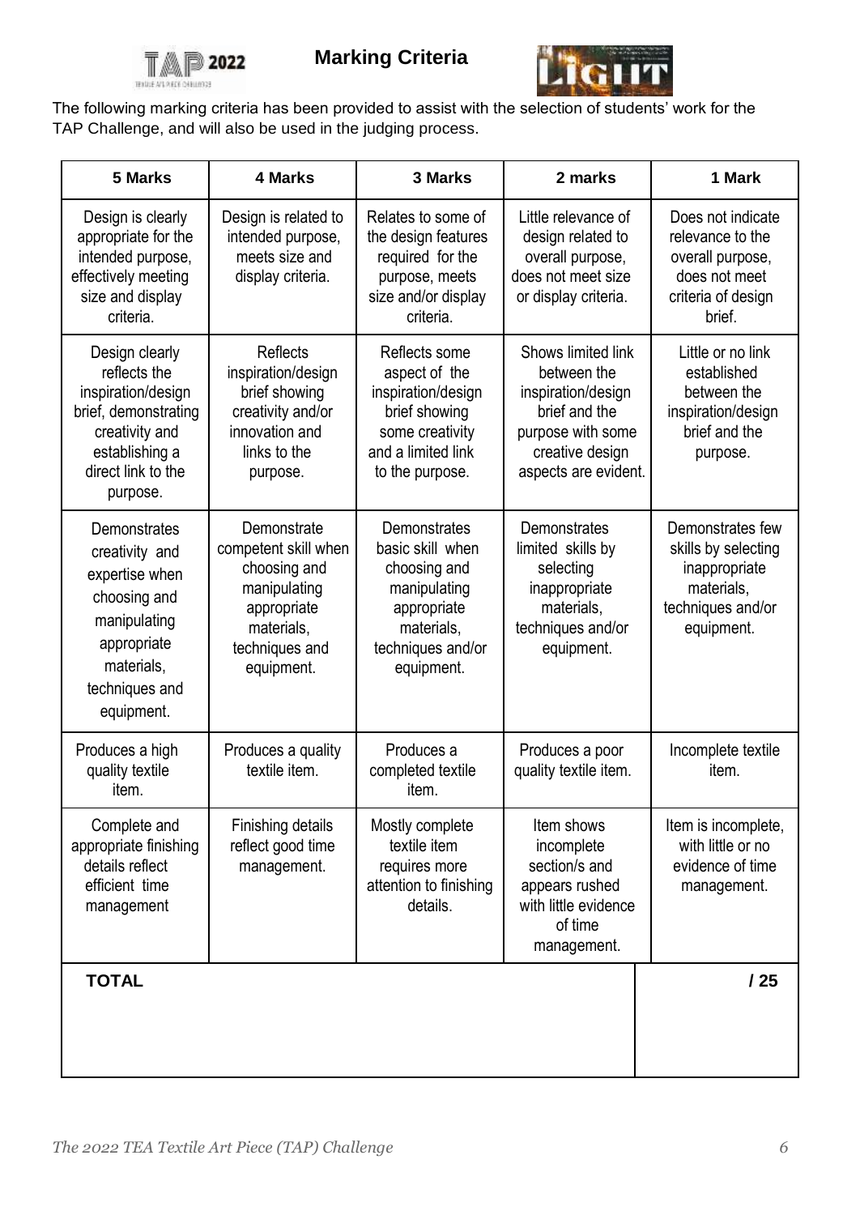# Marking Criteria

The following marking criteria has been provided to assist with the selection of students' work for the TAP Challenge, and will also be used in the judging process.

| 5 Marks | 4 Marks | 3 Marks | 2 marks | 1 Mark |
|---|---|---|---|---|
| Design is clearly appropriate for the intended purpose, effectively meeting size and display criteria. | Design is related to intended purpose, meets size and display criteria. | Relates to some of the design features required for the purpose, meets size and/or display criteria. | Little relevance of design related to overall purpose, does not meet size or display criteria. | Does not indicate relevance to the overall purpose, does not meet criteria of design brief. |
| Design clearly reflects the inspiration/design brief, demonstrating creativity and establishing a direct link to the purpose. | Reflects inspiration/design brief showing creativity and/or innovation and links to the purpose. | Reflects some aspect of the inspiration/design brief showing some creativity and a limited link to the purpose. | Shows limited link between the inspiration/design brief and the purpose with some creative design aspects are evident. | Little or no link established between the inspiration/design brief and the purpose. |
| Demonstrates creativity and expertise when choosing and manipulating appropriate materials, techniques and equipment. | Demonstrate competent skill when choosing and manipulating appropriate materials, techniques and equipment. | Demonstrates basic skill when choosing and manipulating appropriate materials, techniques and/or equipment. | Demonstrates limited skills by selecting inappropriate materials, techniques and/or equipment. | Demonstrates few skills by selecting inappropriate materials, techniques and/or equipment. |
| Produces a high quality textile item. | Produces a quality textile item. | Produces a completed textile item. | Produces a poor quality textile item. | Incomplete textile item. |
| Complete and appropriate finishing details reflect efficient time management | Finishing details reflect good time management. | Mostly complete textile item requires more attention to finishing details. | Item shows incomplete section/s and appears rushed with little evidence of time management. | Item is incomplete, with little or no evidence of time management. |
| **TOTAL** | | | | **/ 25** |